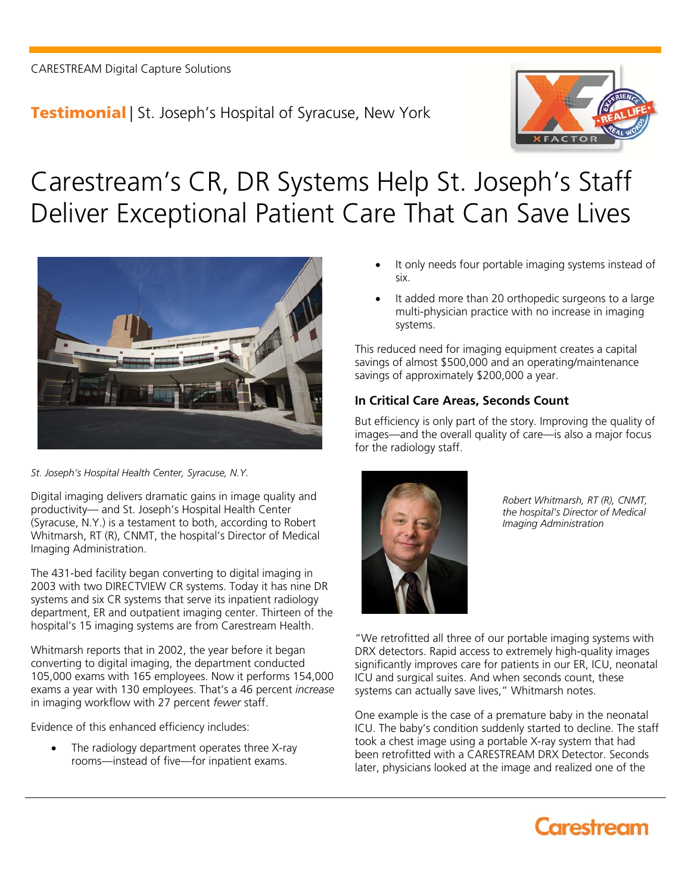CARESTREAM Digital Capture Solutions

**Testimonial** | St. Joseph's Hospital of Syracuse, New York

# Carestream's CR, DR Systems Help St. Joseph's Staff Deliver Exceptional Patient Care That Can Save Lives

*St. Joseph's Hospital Health Center, Syracuse, N.Y.*

Digital imaging delivers dramatic gains in image quality and productivity— and St. Joseph's Hospital Health Center (Syracuse, N.Y.) is a testament to both, according to Robert Whitmarsh, RT (R), CNMT, the hospital's Director of Medical Imaging Administration.

The 431-bed facility began converting to digital imaging in 2003 with two DIRECTVIEW CR systems. Today it has nine DR systems and six CR systems that serve its inpatient radiology department, ER and outpatient imaging center. Thirteen of the hospital's 15 imaging systems are from Carestream Health.

Whitmarsh reports that in 2002, the year before it began converting to digital imaging, the department conducted 105,000 exams with 165 employees. Now it performs 154,000 exams a year with 130 employees. That's a 46 percent *increase* in imaging workflow with 27 percent *fewer* staff.

Evidence of this enhanced efficiency includes:

- The radiology department operates three X-ray rooms—instead of five—for inpatient exams.
- It only needs four portable imaging systems instead of six.
- It added more than 20 orthopedic surgeons to a large multi-physician practice with no increase in imaging systems.

This reduced need for imaging equipment creates a capital savings of almost $500,000 and an operating/maintenance savings of approximately $200,000 a year.

### In Critical Care Areas, Seconds Count

But efficiency is only part of the story. Improving the quality of images—and the overall quality of care—is also a major focus for the radiology staff.

*Robert Whitmarsh, RT (R), CNMT, the hospital's Director of Medical Imaging Administration*

"We retrofitted all three of our portable imaging systems with DRX detectors. Rapid access to extremely high-quality images significantly improves care for patients in our ER, ICU, neonatal ICU and surgical suites. And when seconds count, these systems can actually save lives," Whitmarsh notes.

One example is the case of a premature baby in the neonatal ICU. The baby's condition suddenly started to decline. The staff took a chest image using a portable X-ray system that had been retrofitted with a CARESTREAM DRX Detector. Seconds later, physicians looked at the image and realized one of the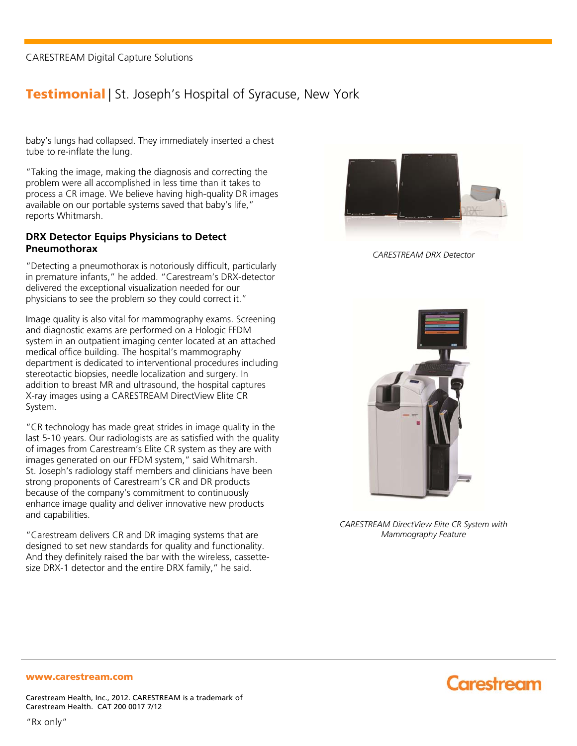baby's lungs had collapsed. They immediately inserted a chest tube to re-inflate the lung.

"Taking the image, making the diagnosis and correcting the problem were all accomplished in less time than it takes to process a CR image. We believe having high-quality DR images available on our portable systems saved that baby's life," reports Whitmarsh.

### DRX Detector Equips Physicians to Detect Pneumothorax

"Detecting a pneumothorax is notoriously difficult, particularly in premature infants," he added. "Carestream's DRX-detector delivered the exceptional visualization needed for our physicians to see the problem so they could correct it."

Image quality is also vital for mammography exams. Screening and diagnostic exams are performed on a Hologic FFDM system in an outpatient imaging center located at an attached medical office building. The hospital's mammography department is dedicated to interventional procedures including stereotactic biopsies, needle localization and surgery. In addition to breast MR and ultrasound, the hospital captures X-ray images using a CARESTREAM DirectView Elite CR System.

"CR technology has made great strides in image quality in the last 5-10 years. Our radiologists are as satisfied with the quality of images from Carestream's Elite CR system as they are with images generated on our FFDM system," said Whitmarsh. St. Joseph's radiology staff members and clinicians have been strong proponents of Carestream's CR and DR products because of the company's commitment to continuously enhance image quality and deliver innovative new products and capabilities.

"Carestream delivers CR and DR imaging systems that are designed to set new standards for quality and functionality. And they definitely raised the bar with the wireless, cassette-size DRX-1 detector and the entire DRX family," he said.

*CARESTREAM DRX Detector*

*CARESTREAM DirectView Elite CR System with Mammography Feature*

**www.carestream.com**

Carestream Health, Inc., 2012. CARESTREAM is a trademark of Carestream Health. CAT 200 0017 7/12

"Rx only"